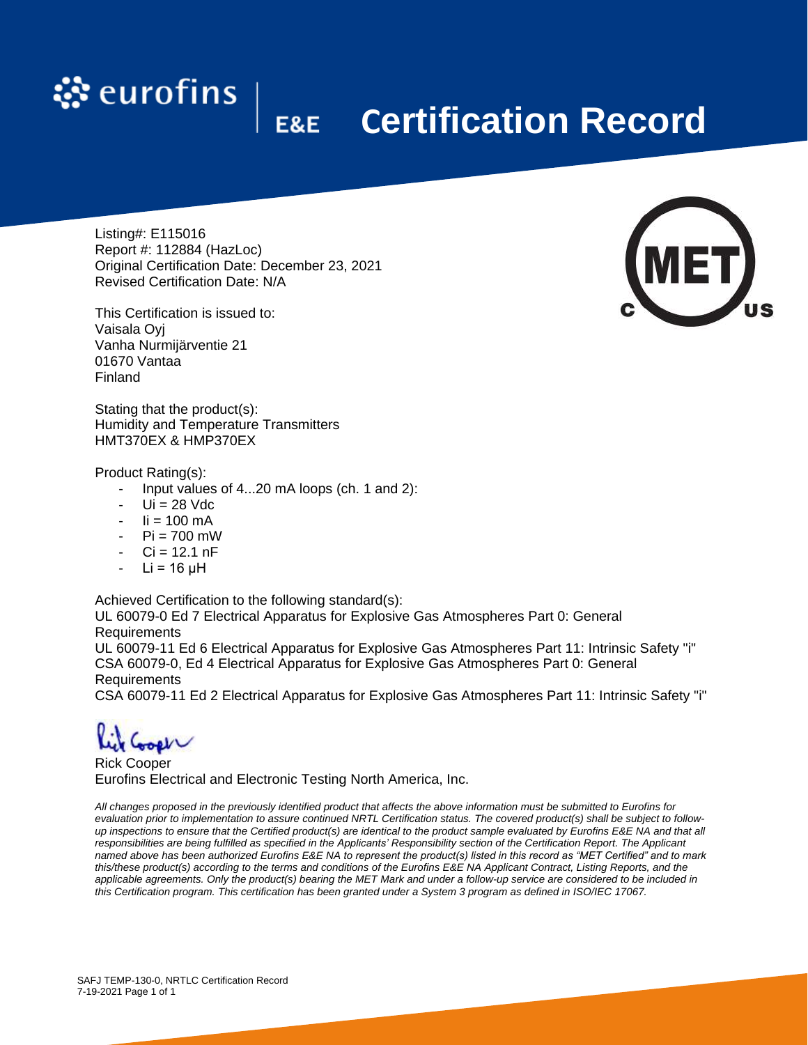eurofins | E&E

# Certification Record

Listing#: E115016
Report #: 112884 (HazLoc)
Original Certification Date: December 23, 2021
Revised Certification Date: N/A

This Certification is issued to:
Vaisala Oyj
Vanha Nurmijärventie 21
01670 Vantaa
Finland

Stating that the product(s):
Humidity and Temperature Transmitters
HMT370EX & HMP370EX

Product Rating(s):

- Input values of 4...20 mA loops (ch. 1 and 2):
- $U_i$ = 28 Vdc
- $I_i$ = 100 mA
- $P_i$ = 700 mW
- $C_i$ = 12.1 nF
- $L_i$ = 16 μH

Achieved Certification to the following standard(s):
UL 60079-0 Ed 7 Electrical Apparatus for Explosive Gas Atmospheres Part 0: General Requirements
UL 60079-11 Ed 6 Electrical Apparatus for Explosive Gas Atmospheres Part 11: Intrinsic Safety "i"
CSA 60079-0, Ed 4 Electrical Apparatus for Explosive Gas Atmospheres Part 0: General Requirements
CSA 60079-11 Ed 2 Electrical Apparatus for Explosive Gas Atmospheres Part 11: Intrinsic Safety "i"

Rick Cooper
Eurofins Electrical and Electronic Testing North America, Inc.

*All changes proposed in the previously identified product that affects the above information must be submitted to Eurofins for evaluation prior to implementation to assure continued NRTL Certification status. The covered product(s) shall be subject to follow-up inspections to ensure that the Certified product(s) are identical to the product sample evaluated by Eurofins E&E NA and that all responsibilities are being fulfilled as specified in the Applicants' Responsibility section of the Certification Report. The Applicant named above has been authorized Eurofins E&E NA to represent the product(s) listed in this record as "MET Certified" and to mark this/these product(s) according to the terms and conditions of the Eurofins E&E NA Applicant Contract, Listing Reports, and the applicable agreements. Only the product(s) bearing the MET Mark and under a follow-up service are considered to be included in this Certification program. This certification has been granted under a System 3 program as defined in ISO/IEC 17067.*

SAFJ TEMP-130-0, NRTLC Certification Record
7-19-2021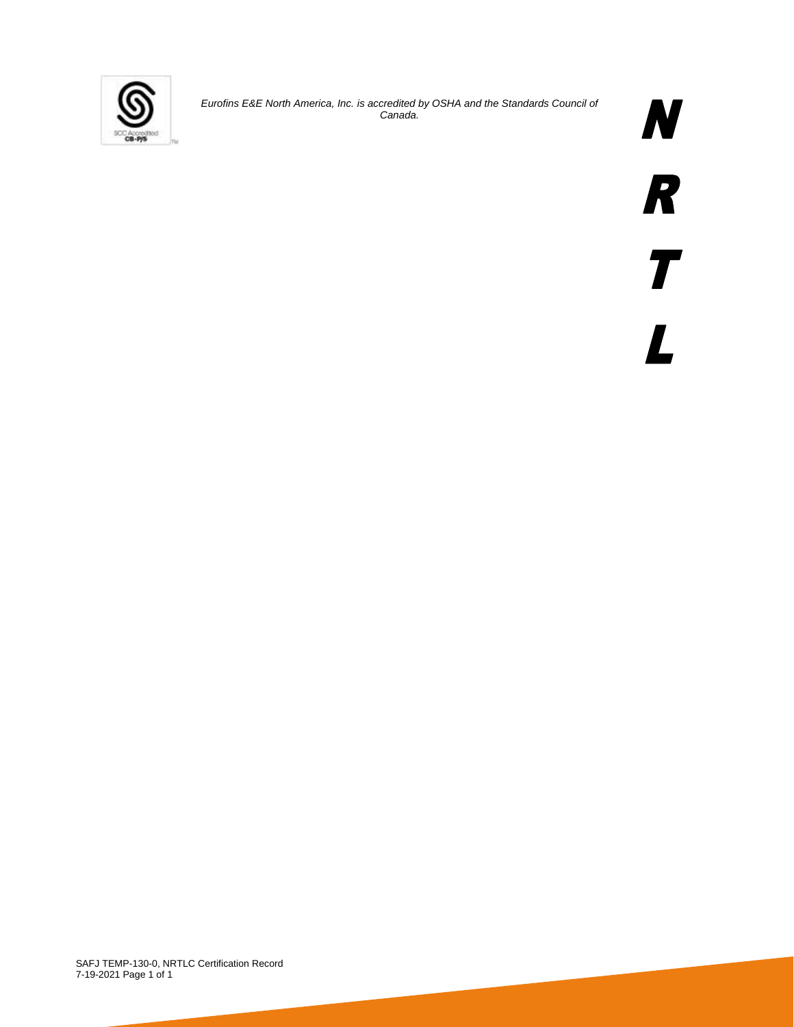*Eurofins E&E North America, Inc. is accredited by OSHA and the Standards Council of Canada.*

N

R

T

L

SAFJ TEMP-130-0, NRTLC Certification Record
7-19-2021